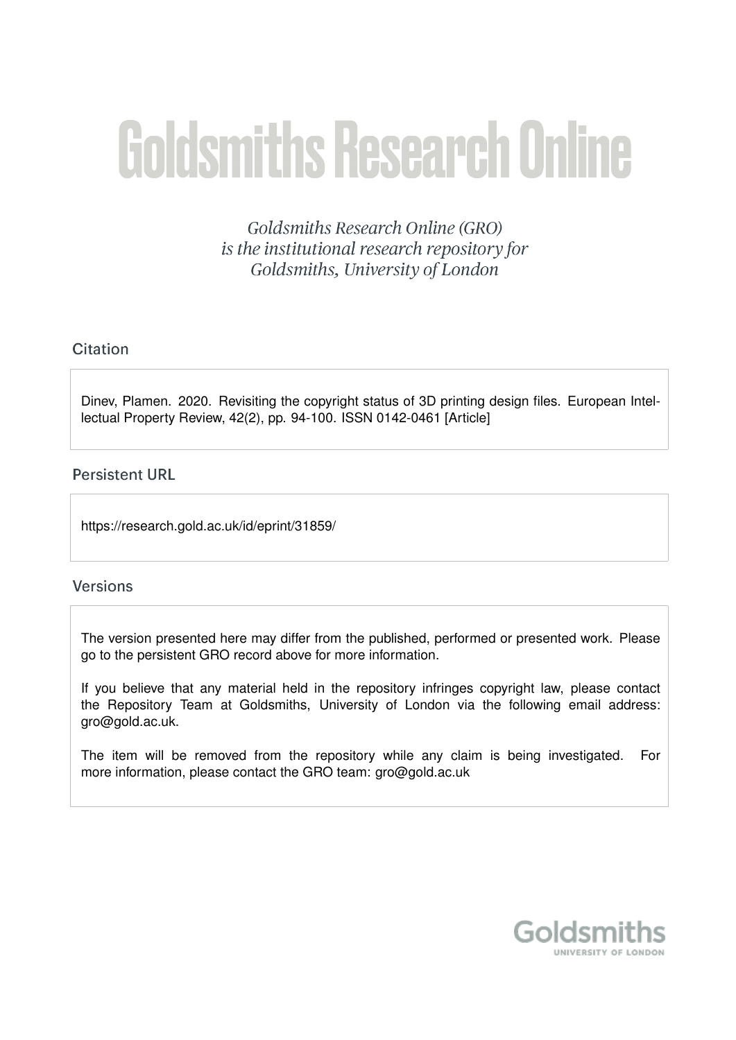# Goldsmiths Research Online

*Goldsmiths Research Online (GRO) is the institutional research repository for Goldsmiths, University of London*

## Citation

Dinev, Plamen. 2020. Revisiting the copyright status of 3D printing design files. European Intellectual Property Review, 42(2), pp. 94-100. ISSN 0142-0461 [Article]

## Persistent URL

https://research.gold.ac.uk/id/eprint/31859/

## Versions

The version presented here may differ from the published, performed or presented work. Please go to the persistent GRO record above for more information.

If you believe that any material held in the repository infringes copyright law, please contact the Repository Team at Goldsmiths, University of London via the following email address: gro@gold.ac.uk.

The item will be removed from the repository while any claim is being investigated. For more information, please contact the GRO team: gro@gold.ac.uk

Goldsmiths
UNIVERSITY OF LONDON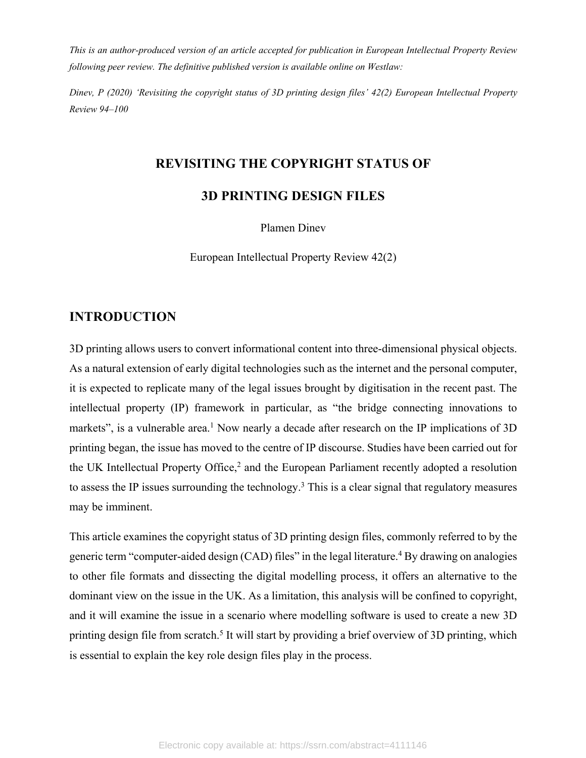*This is an author-produced version of an article accepted for publication in European Intellectual Property Review following peer review. The definitive published version is available online on Westlaw:*

*Dinev, P (2020) 'Revisiting the copyright status of 3D printing design files' 42(2) European Intellectual Property Review 94–100*

# REVISITING THE COPYRIGHT STATUS OF 3D PRINTING DESIGN FILES

Plamen Dinev

European Intellectual Property Review 42(2)

## INTRODUCTION

3D printing allows users to convert informational content into three-dimensional physical objects. As a natural extension of early digital technologies such as the internet and the personal computer, it is expected to replicate many of the legal issues brought by digitisation in the recent past. The intellectual property (IP) framework in particular, as "the bridge connecting innovations to markets", is a vulnerable area.[1] Now nearly a decade after research on the IP implications of 3D printing began, the issue has moved to the centre of IP discourse. Studies have been carried out for the UK Intellectual Property Office,[2] and the European Parliament recently adopted a resolution to assess the IP issues surrounding the technology.[3] This is a clear signal that regulatory measures may be imminent.

This article examines the copyright status of 3D printing design files, commonly referred to by the generic term "computer-aided design (CAD) files" in the legal literature.[4] By drawing on analogies to other file formats and dissecting the digital modelling process, it offers an alternative to the dominant view on the issue in the UK. As a limitation, this analysis will be confined to copyright, and it will examine the issue in a scenario where modelling software is used to create a new 3D printing design file from scratch.[5] It will start by providing a brief overview of 3D printing, which is essential to explain the key role design files play in the process.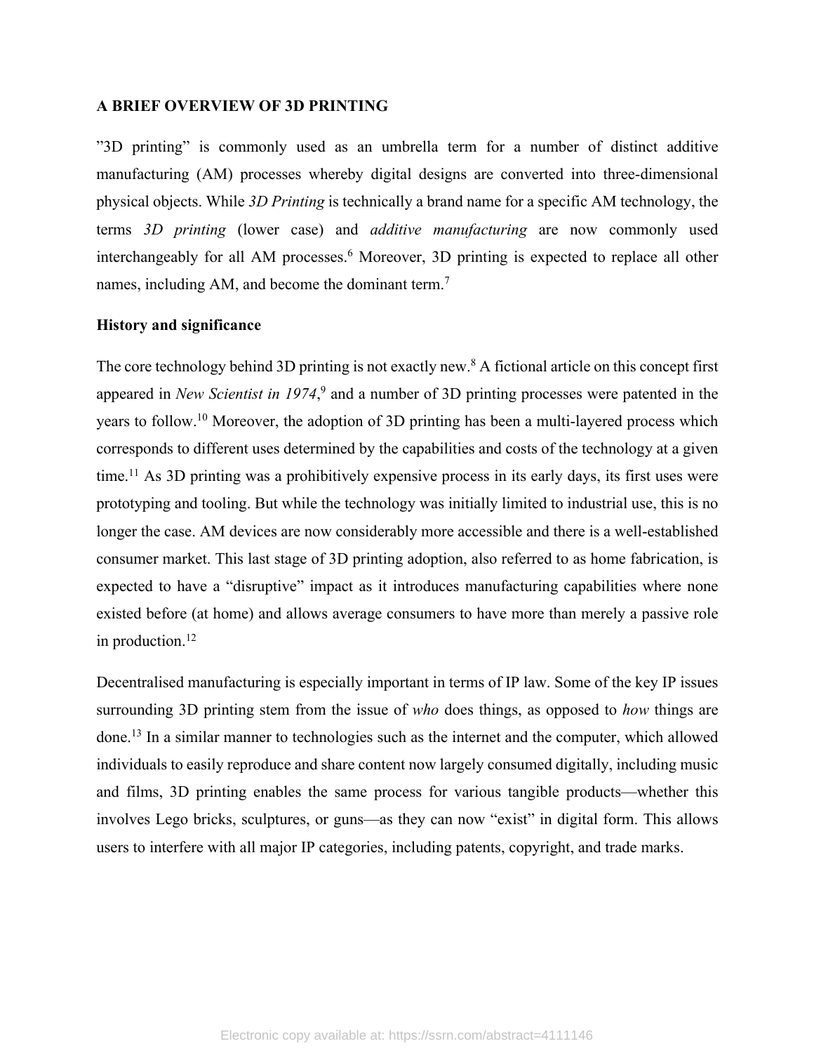## A BRIEF OVERVIEW OF 3D PRINTING

"3D printing" is commonly used as an umbrella term for a number of distinct additive manufacturing (AM) processes whereby digital designs are converted into three-dimensional physical objects. While *3D Printing* is technically a brand name for a specific AM technology, the terms *3D printing* (lower case) and *additive manufacturing* are now commonly used interchangeably for all AM processes.[6] Moreover, 3D printing is expected to replace all other names, including AM, and become the dominant term.[7]

### History and significance

The core technology behind 3D printing is not exactly new.[8] A fictional article on this concept first appeared in *New Scientist in 1974*,[9] and a number of 3D printing processes were patented in the years to follow.[10] Moreover, the adoption of 3D printing has been a multi-layered process which corresponds to different uses determined by the capabilities and costs of the technology at a given time.[11] As 3D printing was a prohibitively expensive process in its early days, its first uses were prototyping and tooling. But while the technology was initially limited to industrial use, this is no longer the case. AM devices are now considerably more accessible and there is a well-established consumer market. This last stage of 3D printing adoption, also referred to as home fabrication, is expected to have a "disruptive" impact as it introduces manufacturing capabilities where none existed before (at home) and allows average consumers to have more than merely a passive role in production.[12]

Decentralised manufacturing is especially important in terms of IP law. Some of the key IP issues surrounding 3D printing stem from the issue of *who* does things, as opposed to *how* things are done.[13] In a similar manner to technologies such as the internet and the computer, which allowed individuals to easily reproduce and share content now largely consumed digitally, including music and films, 3D printing enables the same process for various tangible products—whether this involves Lego bricks, sculptures, or guns—as they can now "exist" in digital form. This allows users to interfere with all major IP categories, including patents, copyright, and trade marks.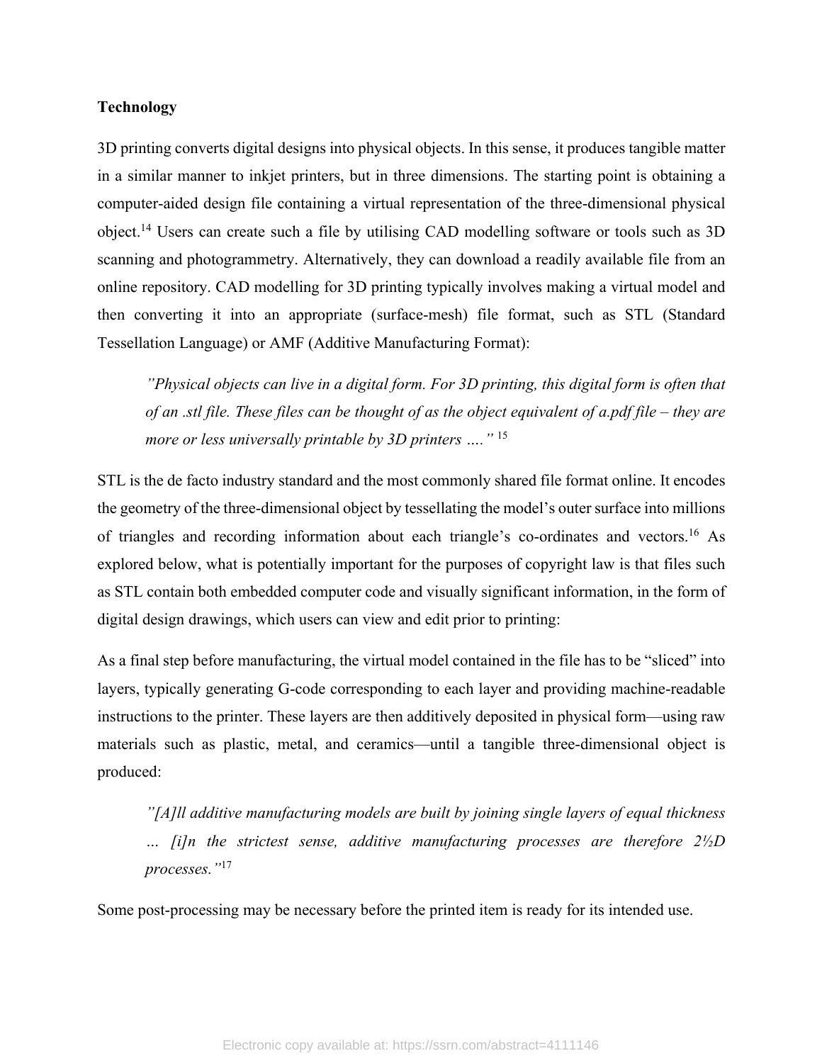**Technology**

3D printing converts digital designs into physical objects. In this sense, it produces tangible matter in a similar manner to inkjet printers, but in three dimensions. The starting point is obtaining a computer-aided design file containing a virtual representation of the three-dimensional physical object.[14] Users can create such a file by utilising CAD modelling software or tools such as 3D scanning and photogrammetry. Alternatively, they can download a readily available file from an online repository. CAD modelling for 3D printing typically involves making a virtual model and then converting it into an appropriate (surface-mesh) file format, such as STL (Standard Tessellation Language) or AMF (Additive Manufacturing Format):

> *"Physical objects can live in a digital form. For 3D printing, this digital form is often that of an .stl file. These files can be thought of as the object equivalent of a.pdf file – they are more or less universally printable by 3D printers …."* [15]

STL is the de facto industry standard and the most commonly shared file format online. It encodes the geometry of the three-dimensional object by tessellating the model's outer surface into millions of triangles and recording information about each triangle's co-ordinates and vectors.[16] As explored below, what is potentially important for the purposes of copyright law is that files such as STL contain both embedded computer code and visually significant information, in the form of digital design drawings, which users can view and edit prior to printing:

As a final step before manufacturing, the virtual model contained in the file has to be "sliced" into layers, typically generating G-code corresponding to each layer and providing machine-readable instructions to the printer. These layers are then additively deposited in physical form—using raw materials such as plastic, metal, and ceramics—until a tangible three-dimensional object is produced:

> *"[A]ll additive manufacturing models are built by joining single layers of equal thickness … [i]n the strictest sense, additive manufacturing processes are therefore 2½D processes."*[17]

Some post-processing may be necessary before the printed item is ready for its intended use.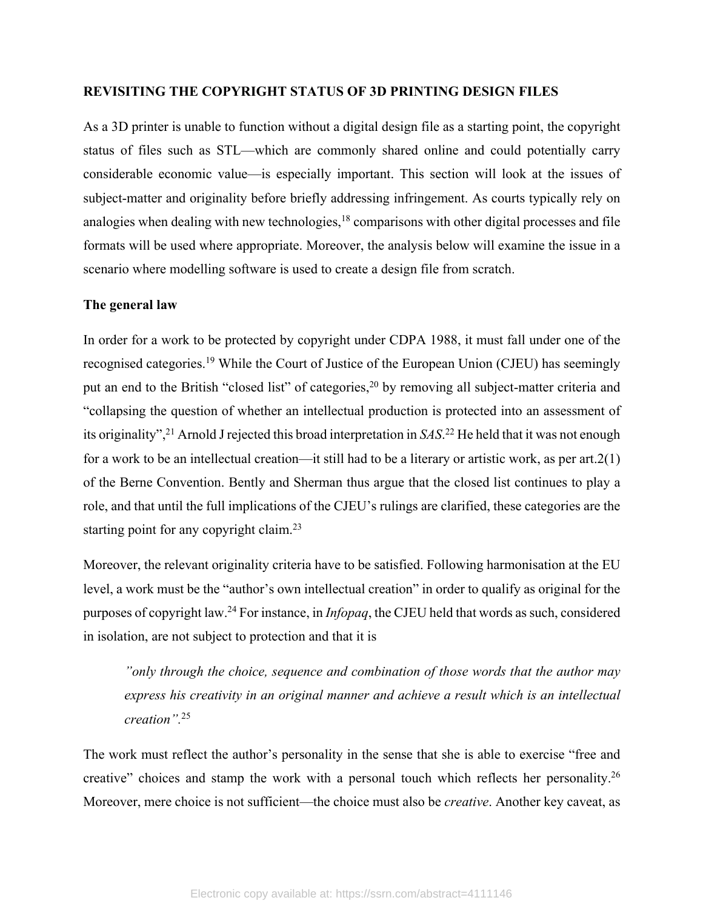## REVISITING THE COPYRIGHT STATUS OF 3D PRINTING DESIGN FILES

As a 3D printer is unable to function without a digital design file as a starting point, the copyright status of files such as STL—which are commonly shared online and could potentially carry considerable economic value—is especially important. This section will look at the issues of subject-matter and originality before briefly addressing infringement. As courts typically rely on analogies when dealing with new technologies,[18] comparisons with other digital processes and file formats will be used where appropriate. Moreover, the analysis below will examine the issue in a scenario where modelling software is used to create a design file from scratch.

### The general law

In order for a work to be protected by copyright under CDPA 1988, it must fall under one of the recognised categories.[19] While the Court of Justice of the European Union (CJEU) has seemingly put an end to the British "closed list" of categories,[20] by removing all subject-matter criteria and "collapsing the question of whether an intellectual production is protected into an assessment of its originality",[21] Arnold J rejected this broad interpretation in *SAS*.[22] He held that it was not enough for a work to be an intellectual creation—it still had to be a literary or artistic work, as per art.2(1) of the Berne Convention. Bently and Sherman thus argue that the closed list continues to play a role, and that until the full implications of the CJEU's rulings are clarified, these categories are the starting point for any copyright claim.[23]

Moreover, the relevant originality criteria have to be satisfied. Following harmonisation at the EU level, a work must be the "author's own intellectual creation" in order to qualify as original for the purposes of copyright law.[24] For instance, in *Infopaq*, the CJEU held that words as such, considered in isolation, are not subject to protection and that it is

> *"only through the choice, sequence and combination of those words that the author may express his creativity in an original manner and achieve a result which is an intellectual creation".*[25]

The work must reflect the author's personality in the sense that she is able to exercise "free and creative" choices and stamp the work with a personal touch which reflects her personality.[26] Moreover, mere choice is not sufficient—the choice must also be *creative*. Another key caveat, as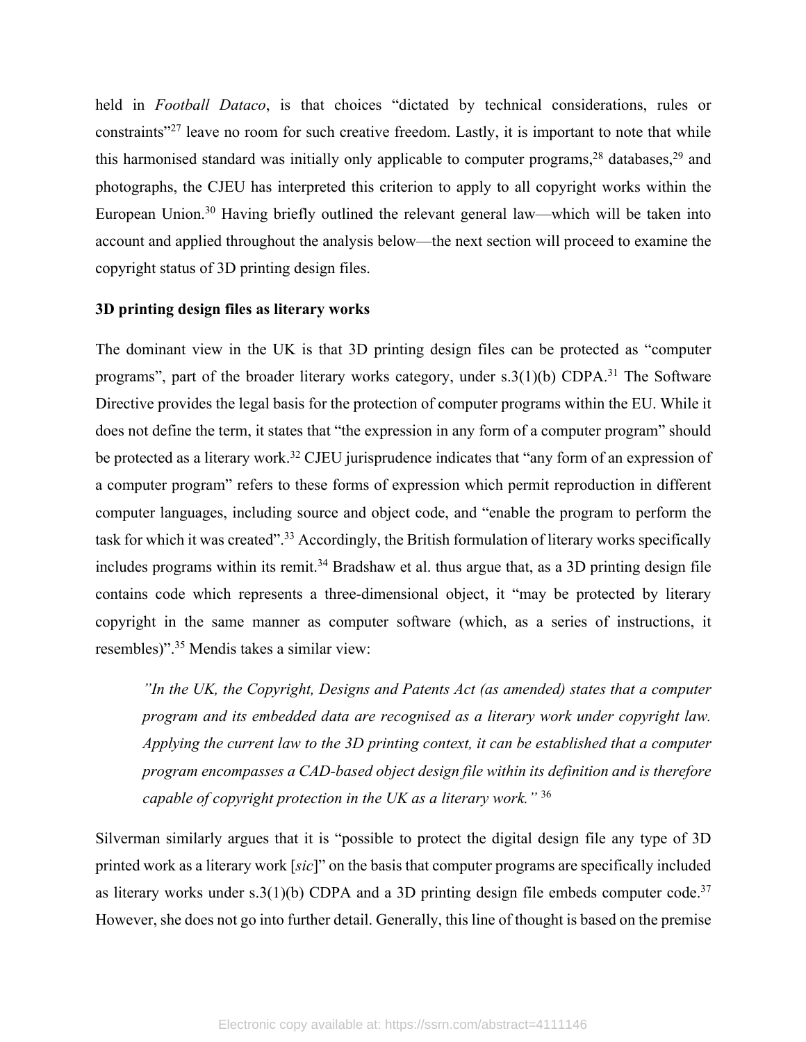held in *Football Dataco*, is that choices "dictated by technical considerations, rules or constraints"[27] leave no room for such creative freedom. Lastly, it is important to note that while this harmonised standard was initially only applicable to computer programs,[28] databases,[29] and photographs, the CJEU has interpreted this criterion to apply to all copyright works within the European Union.[30] Having briefly outlined the relevant general law—which will be taken into account and applied throughout the analysis below—the next section will proceed to examine the copyright status of 3D printing design files.

**3D printing design files as literary works**

The dominant view in the UK is that 3D printing design files can be protected as "computer programs", part of the broader literary works category, under s.3(1)(b) CDPA.[31] The Software Directive provides the legal basis for the protection of computer programs within the EU. While it does not define the term, it states that "the expression in any form of a computer program" should be protected as a literary work.[32] CJEU jurisprudence indicates that "any form of an expression of a computer program" refers to these forms of expression which permit reproduction in different computer languages, including source and object code, and "enable the program to perform the task for which it was created".[33] Accordingly, the British formulation of literary works specifically includes programs within its remit.[34] Bradshaw et al. thus argue that, as a 3D printing design file contains code which represents a three-dimensional object, it "may be protected by literary copyright in the same manner as computer software (which, as a series of instructions, it resembles)".[35] Mendis takes a similar view:

> *"In the UK, the Copyright, Designs and Patents Act (as amended) states that a computer program and its embedded data are recognised as a literary work under copyright law. Applying the current law to the 3D printing context, it can be established that a computer program encompasses a CAD-based object design file within its definition and is therefore capable of copyright protection in the UK as a literary work."* [36]

Silverman similarly argues that it is "possible to protect the digital design file any type of 3D printed work as a literary work [*sic*]" on the basis that computer programs are specifically included as literary works under s.3(1)(b) CDPA and a 3D printing design file embeds computer code.[37] However, she does not go into further detail. Generally, this line of thought is based on the premise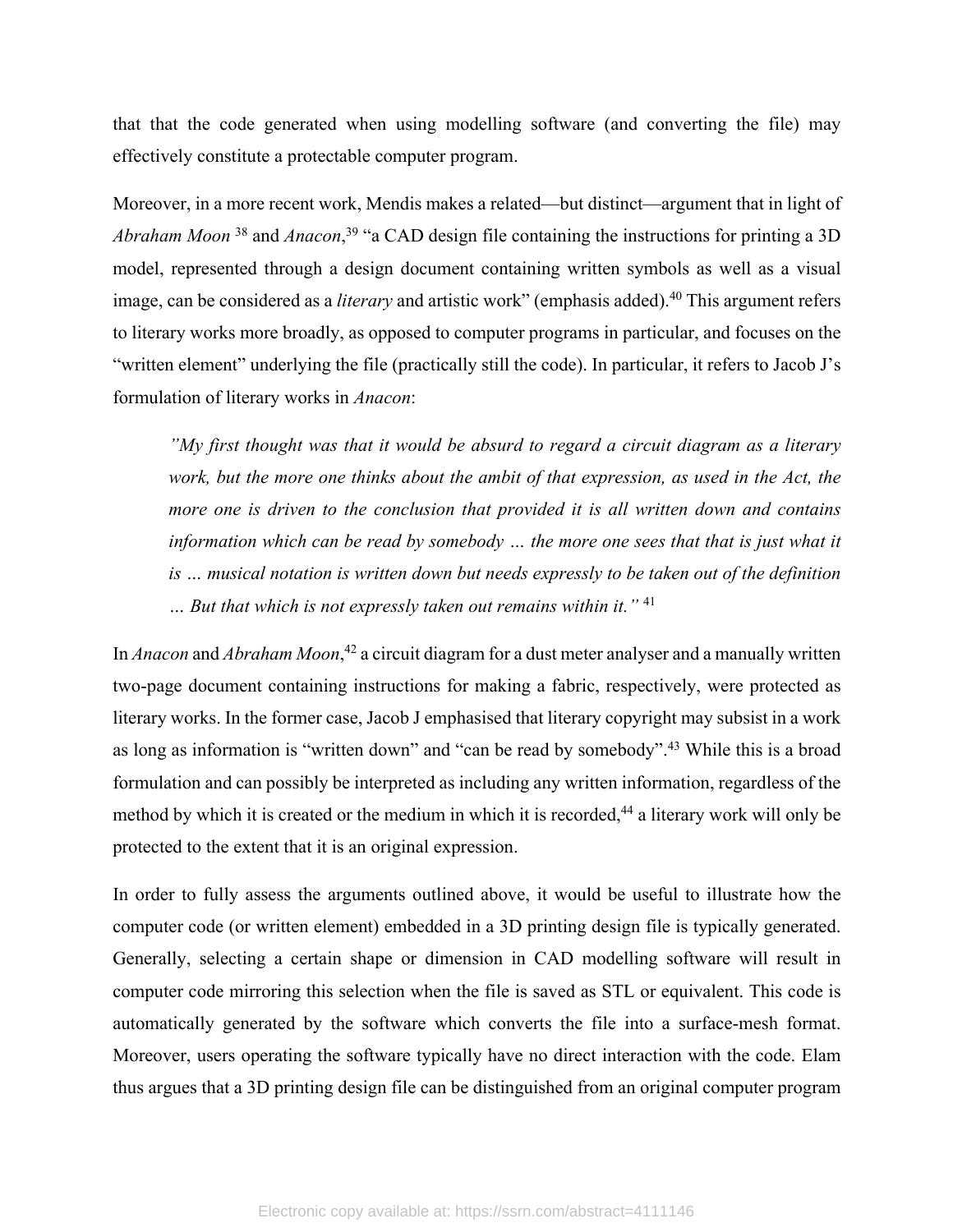that that the code generated when using modelling software (and converting the file) may effectively constitute a protectable computer program.

Moreover, in a more recent work, Mendis makes a related—but distinct—argument that in light of *Abraham Moon* [38] and *Anacon*,[39] "a CAD design file containing the instructions for printing a 3D model, represented through a design document containing written symbols as well as a visual image, can be considered as a *literary* and artistic work" (emphasis added).[40] This argument refers to literary works more broadly, as opposed to computer programs in particular, and focuses on the "written element" underlying the file (practically still the code). In particular, it refers to Jacob J's formulation of literary works in *Anacon*:

> *"My first thought was that it would be absurd to regard a circuit diagram as a literary work, but the more one thinks about the ambit of that expression, as used in the Act, the more one is driven to the conclusion that provided it is all written down and contains information which can be read by somebody … the more one sees that that is just what it is … musical notation is written down but needs expressly to be taken out of the definition … But that which is not expressly taken out remains within it."* [41]

In *Anacon* and *Abraham Moon*,[42] a circuit diagram for a dust meter analyser and a manually written two-page document containing instructions for making a fabric, respectively, were protected as literary works. In the former case, Jacob J emphasised that literary copyright may subsist in a work as long as information is "written down" and "can be read by somebody".[43] While this is a broad formulation and can possibly be interpreted as including any written information, regardless of the method by which it is created or the medium in which it is recorded,[44] a literary work will only be protected to the extent that it is an original expression.

In order to fully assess the arguments outlined above, it would be useful to illustrate how the computer code (or written element) embedded in a 3D printing design file is typically generated. Generally, selecting a certain shape or dimension in CAD modelling software will result in computer code mirroring this selection when the file is saved as STL or equivalent. This code is automatically generated by the software which converts the file into a surface-mesh format. Moreover, users operating the software typically have no direct interaction with the code. Elam thus argues that a 3D printing design file can be distinguished from an original computer program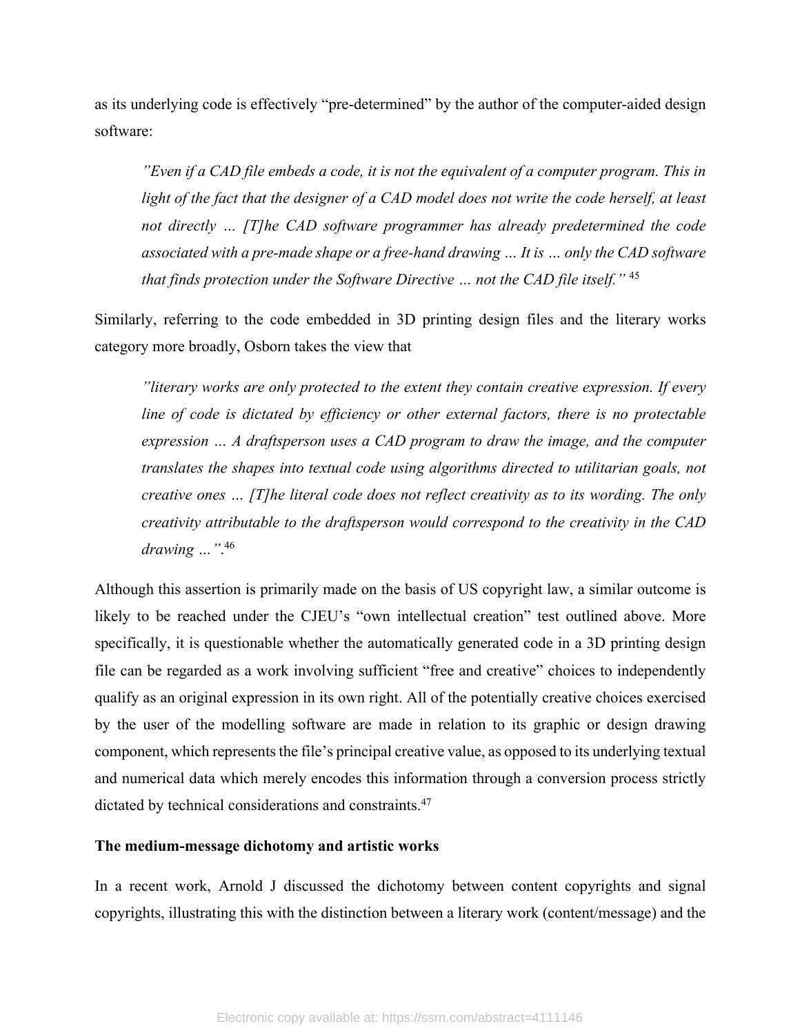as its underlying code is effectively "pre-determined" by the author of the computer-aided design software:

> *"Even if a CAD file embeds a code, it is not the equivalent of a computer program. This in light of the fact that the designer of a CAD model does not write the code herself, at least not directly … [T]he CAD software programmer has already predetermined the code associated with a pre-made shape or a free-hand drawing … It is … only the CAD software that finds protection under the Software Directive … not the CAD file itself."* [45]

Similarly, referring to the code embedded in 3D printing design files and the literary works category more broadly, Osborn takes the view that

> *"literary works are only protected to the extent they contain creative expression. If every line of code is dictated by efficiency or other external factors, there is no protectable expression … A draftsperson uses a CAD program to draw the image, and the computer translates the shapes into textual code using algorithms directed to utilitarian goals, not creative ones … [T]he literal code does not reflect creativity as to its wording. The only creativity attributable to the draftsperson would correspond to the creativity in the CAD drawing …".*[46]

Although this assertion is primarily made on the basis of US copyright law, a similar outcome is likely to be reached under the CJEU's "own intellectual creation" test outlined above. More specifically, it is questionable whether the automatically generated code in a 3D printing design file can be regarded as a work involving sufficient "free and creative" choices to independently qualify as an original expression in its own right. All of the potentially creative choices exercised by the user of the modelling software are made in relation to its graphic or design drawing component, which represents the file's principal creative value, as opposed to its underlying textual and numerical data which merely encodes this information through a conversion process strictly dictated by technical considerations and constraints.[47]

**The medium-message dichotomy and artistic works**

In a recent work, Arnold J discussed the dichotomy between content copyrights and signal copyrights, illustrating this with the distinction between a literary work (content/message) and the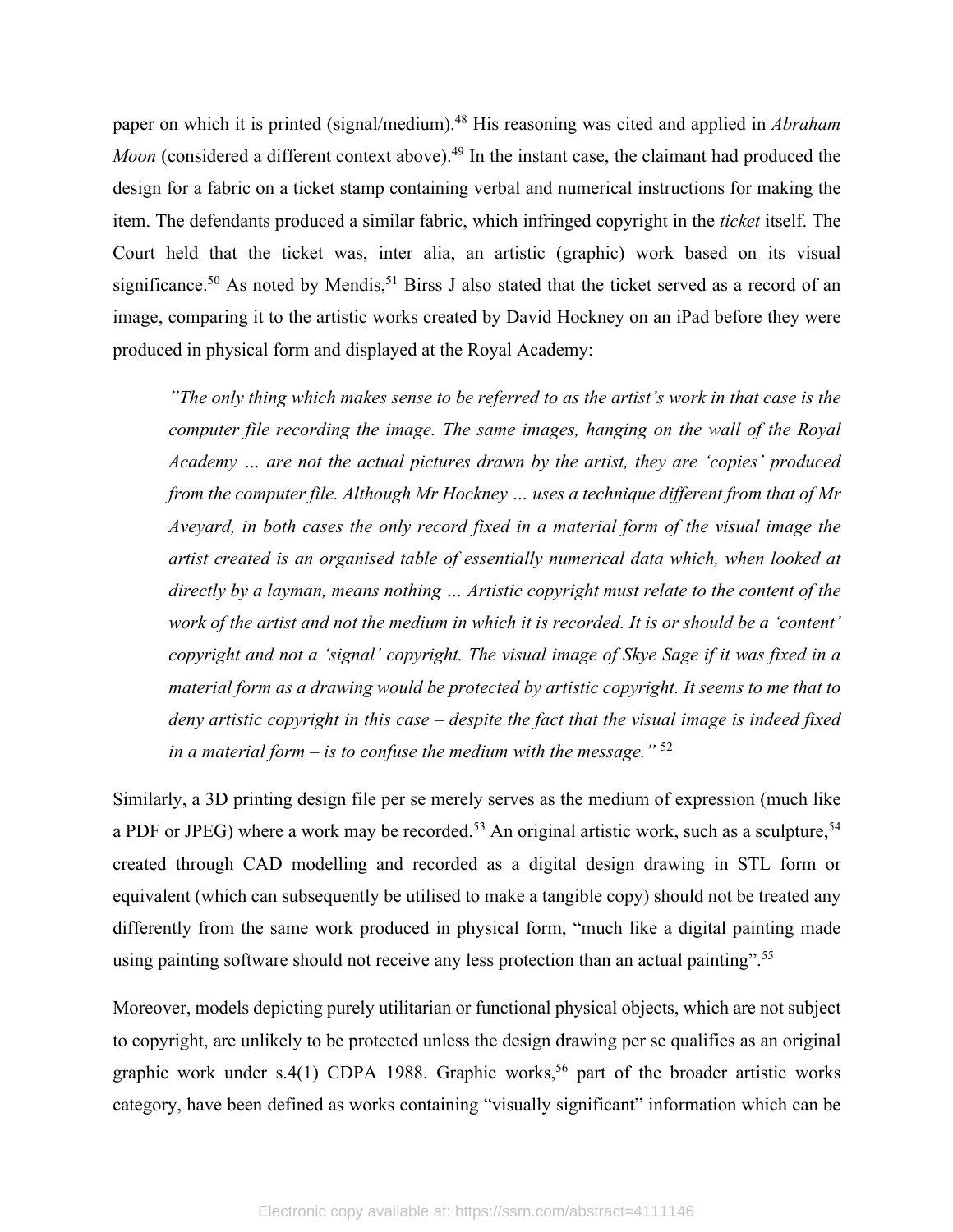paper on which it is printed (signal/medium).[48] His reasoning was cited and applied in *Abraham Moon* (considered a different context above).[49] In the instant case, the claimant had produced the design for a fabric on a ticket stamp containing verbal and numerical instructions for making the item. The defendants produced a similar fabric, which infringed copyright in the *ticket* itself. The Court held that the ticket was, inter alia, an artistic (graphic) work based on its visual significance.[50] As noted by Mendis,[51] Birss J also stated that the ticket served as a record of an image, comparing it to the artistic works created by David Hockney on an iPad before they were produced in physical form and displayed at the Royal Academy:

> *"The only thing which makes sense to be referred to as the artist's work in that case is the computer file recording the image. The same images, hanging on the wall of the Royal Academy … are not the actual pictures drawn by the artist, they are 'copies' produced from the computer file. Although Mr Hockney … uses a technique different from that of Mr Aveyard, in both cases the only record fixed in a material form of the visual image the artist created is an organised table of essentially numerical data which, when looked at directly by a layman, means nothing … Artistic copyright must relate to the content of the work of the artist and not the medium in which it is recorded. It is or should be a 'content' copyright and not a 'signal' copyright. The visual image of Skye Sage if it was fixed in a material form as a drawing would be protected by artistic copyright. It seems to me that to deny artistic copyright in this case – despite the fact that the visual image is indeed fixed in a material form – is to confuse the medium with the message."* [52]

Similarly, a 3D printing design file per se merely serves as the medium of expression (much like a PDF or JPEG) where a work may be recorded.[53] An original artistic work, such as a sculpture,[54] created through CAD modelling and recorded as a digital design drawing in STL form or equivalent (which can subsequently be utilised to make a tangible copy) should not be treated any differently from the same work produced in physical form, "much like a digital painting made using painting software should not receive any less protection than an actual painting".[55]

Moreover, models depicting purely utilitarian or functional physical objects, which are not subject to copyright, are unlikely to be protected unless the design drawing per se qualifies as an original graphic work under s.4(1) CDPA 1988. Graphic works,[56] part of the broader artistic works category, have been defined as works containing "visually significant" information which can be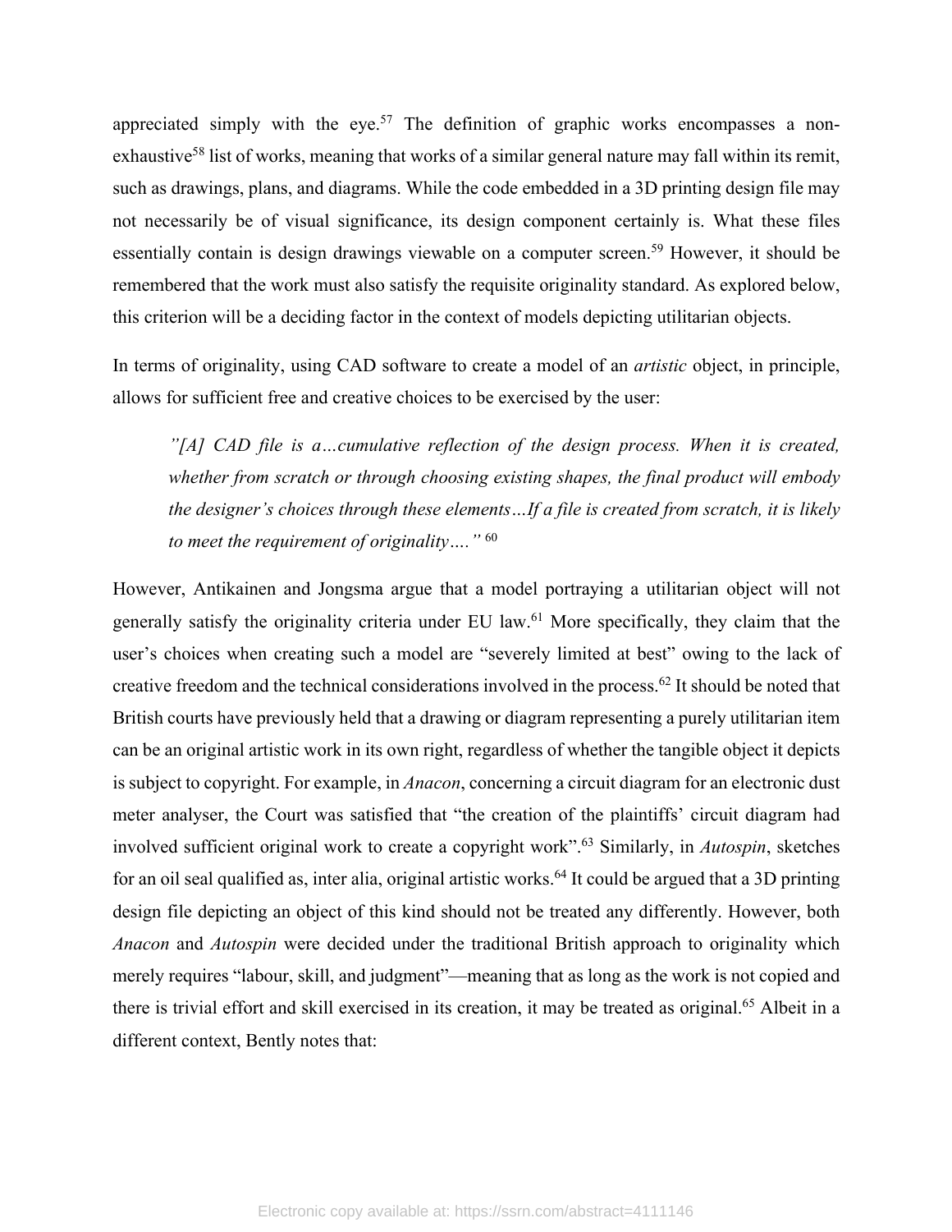appreciated simply with the eye.[57] The definition of graphic works encompasses a non-exhaustive[58] list of works, meaning that works of a similar general nature may fall within its remit, such as drawings, plans, and diagrams. While the code embedded in a 3D printing design file may not necessarily be of visual significance, its design component certainly is. What these files essentially contain is design drawings viewable on a computer screen.[59] However, it should be remembered that the work must also satisfy the requisite originality standard. As explored below, this criterion will be a deciding factor in the context of models depicting utilitarian objects.

In terms of originality, using CAD software to create a model of an *artistic* object, in principle, allows for sufficient free and creative choices to be exercised by the user:

> *"[A] CAD file is a…cumulative reflection of the design process. When it is created, whether from scratch or through choosing existing shapes, the final product will embody the designer's choices through these elements…If a file is created from scratch, it is likely to meet the requirement of originality…."* [60]

However, Antikainen and Jongsma argue that a model portraying a utilitarian object will not generally satisfy the originality criteria under EU law.[61] More specifically, they claim that the user's choices when creating such a model are "severely limited at best" owing to the lack of creative freedom and the technical considerations involved in the process.[62] It should be noted that British courts have previously held that a drawing or diagram representing a purely utilitarian item can be an original artistic work in its own right, regardless of whether the tangible object it depicts is subject to copyright. For example, in *Anacon*, concerning a circuit diagram for an electronic dust meter analyser, the Court was satisfied that "the creation of the plaintiffs' circuit diagram had involved sufficient original work to create a copyright work".[63] Similarly, in *Autospin*, sketches for an oil seal qualified as, inter alia, original artistic works.[64] It could be argued that a 3D printing design file depicting an object of this kind should not be treated any differently. However, both *Anacon* and *Autospin* were decided under the traditional British approach to originality which merely requires "labour, skill, and judgment"—meaning that as long as the work is not copied and there is trivial effort and skill exercised in its creation, it may be treated as original.[65] Albeit in a different context, Bently notes that: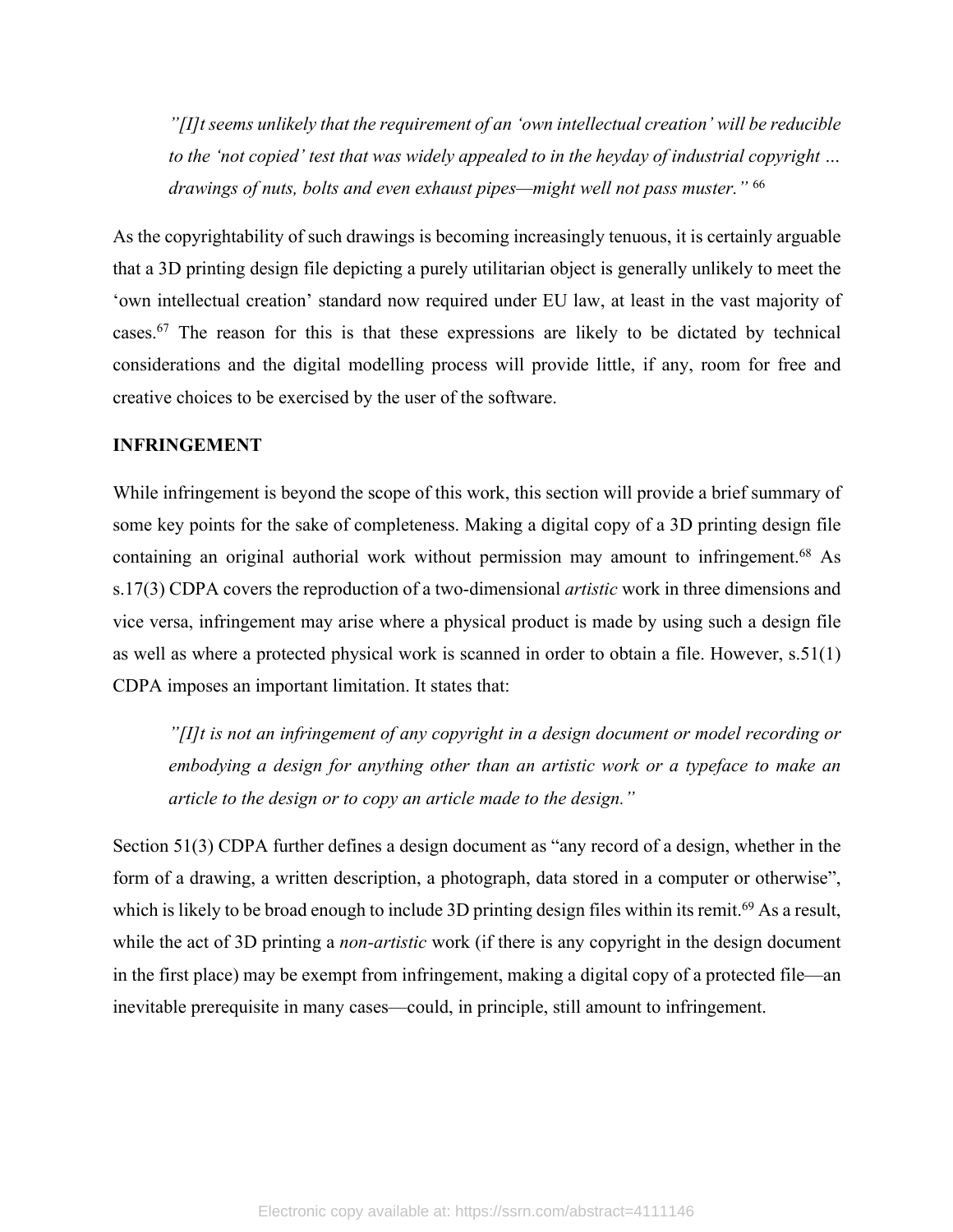> *"[I]t seems unlikely that the requirement of an 'own intellectual creation' will be reducible to the 'not copied' test that was widely appealed to in the heyday of industrial copyright … drawings of nuts, bolts and even exhaust pipes—might well not pass muster."* [66]

As the copyrightability of such drawings is becoming increasingly tenuous, it is certainly arguable that a 3D printing design file depicting a purely utilitarian object is generally unlikely to meet the 'own intellectual creation' standard now required under EU law, at least in the vast majority of cases.[67] The reason for this is that these expressions are likely to be dictated by technical considerations and the digital modelling process will provide little, if any, room for free and creative choices to be exercised by the user of the software.

**INFRINGEMENT**

While infringement is beyond the scope of this work, this section will provide a brief summary of some key points for the sake of completeness. Making a digital copy of a 3D printing design file containing an original authorial work without permission may amount to infringement.[68] As s.17(3) CDPA covers the reproduction of a two-dimensional *artistic* work in three dimensions and vice versa, infringement may arise where a physical product is made by using such a design file as well as where a protected physical work is scanned in order to obtain a file. However, s.51(1) CDPA imposes an important limitation. It states that:

> *"[I]t is not an infringement of any copyright in a design document or model recording or embodying a design for anything other than an artistic work or a typeface to make an article to the design or to copy an article made to the design."*

Section 51(3) CDPA further defines a design document as "any record of a design, whether in the form of a drawing, a written description, a photograph, data stored in a computer or otherwise", which is likely to be broad enough to include 3D printing design files within its remit.[69] As a result, while the act of 3D printing a *non-artistic* work (if there is any copyright in the design document in the first place) may be exempt from infringement, making a digital copy of a protected file—an inevitable prerequisite in many cases—could, in principle, still amount to infringement.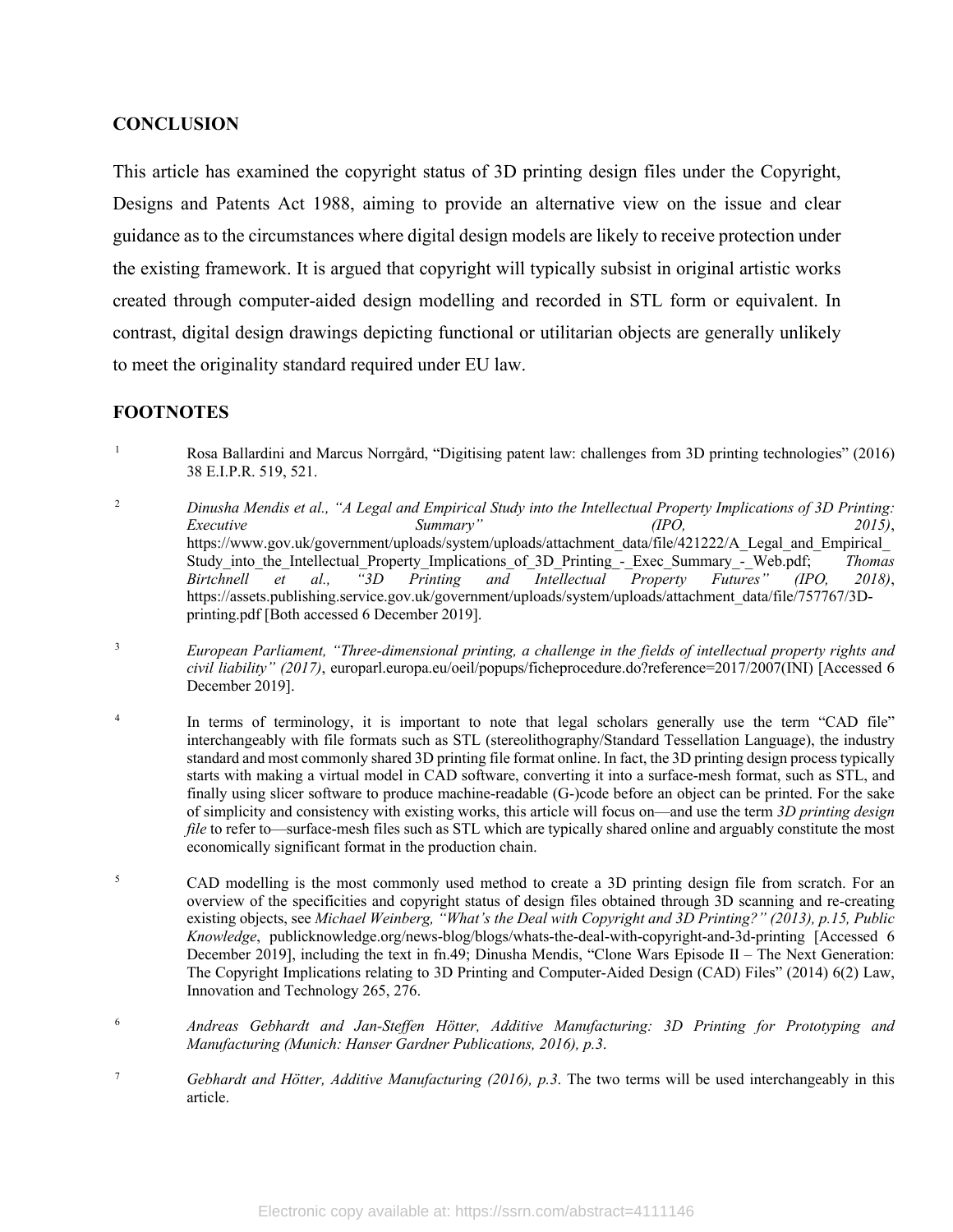## CONCLUSION

This article has examined the copyright status of 3D printing design files under the Copyright, Designs and Patents Act 1988, aiming to provide an alternative view on the issue and clear guidance as to the circumstances where digital design models are likely to receive protection under the existing framework. It is argued that copyright will typically subsist in original artistic works created through computer-aided design modelling and recorded in STL form or equivalent. In contrast, digital design drawings depicting functional or utilitarian objects are generally unlikely to meet the originality standard required under EU law.

## FOOTNOTES

[1] Rosa Ballardini and Marcus Norrgård, "Digitising patent law: challenges from 3D printing technologies" (2016) 38 E.I.P.R. 519, 521.

[2] *Dinusha Mendis et al., "A Legal and Empirical Study into the Intellectual Property Implications of 3D Printing: Executive Summary" (IPO, 2015)*, https://www.gov.uk/government/uploads/system/uploads/attachment_data/file/421222/A_Legal_and_Empirical_Study_into_the_Intellectual_Property_Implications_of_3D_Printing_-_Exec_Summary_-_Web.pdf; *Thomas Birtchnell et al., "3D Printing and Intellectual Property Futures" (IPO, 2018)*, https://assets.publishing.service.gov.uk/government/uploads/system/uploads/attachment_data/file/757767/3D-printing.pdf [Both accessed 6 December 2019].

[3] *European Parliament, "Three-dimensional printing, a challenge in the fields of intellectual property rights and civil liability" (2017)*, europarl.europa.eu/oeil/popups/ficheprocedure.do?reference=2017/2007(INI) [Accessed 6 December 2019].

[4] In terms of terminology, it is important to note that legal scholars generally use the term "CAD file" interchangeably with file formats such as STL (stereolithography/Standard Tessellation Language), the industry standard and most commonly shared 3D printing file format online. In fact, the 3D printing design process typically starts with making a virtual model in CAD software, converting it into a surface-mesh format, such as STL, and finally using slicer software to produce machine-readable (G-)code before an object can be printed. For the sake of simplicity and consistency with existing works, this article will focus on—and use the term *3D printing design file* to refer to—surface-mesh files such as STL which are typically shared online and arguably constitute the most economically significant format in the production chain.

[5] CAD modelling is the most commonly used method to create a 3D printing design file from scratch. For an overview of the specificities and copyright status of design files obtained through 3D scanning and re-creating existing objects, see *Michael Weinberg, "What's the Deal with Copyright and 3D Printing?" (2013), p.15, Public Knowledge*, publicknowledge.org/news-blog/blogs/whats-the-deal-with-copyright-and-3d-printing [Accessed 6 December 2019], including the text in fn.49; Dinusha Mendis, "Clone Wars Episode II – The Next Generation: The Copyright Implications relating to 3D Printing and Computer-Aided Design (CAD) Files" (2014) 6(2) Law, Innovation and Technology 265, 276.

[6] *Andreas Gebhardt and Jan-Steffen Hötter, Additive Manufacturing: 3D Printing for Prototyping and Manufacturing (Munich: Hanser Gardner Publications, 2016), p.3*.

[7] *Gebhardt and Hötter, Additive Manufacturing (2016), p.3*. The two terms will be used interchangeably in this article.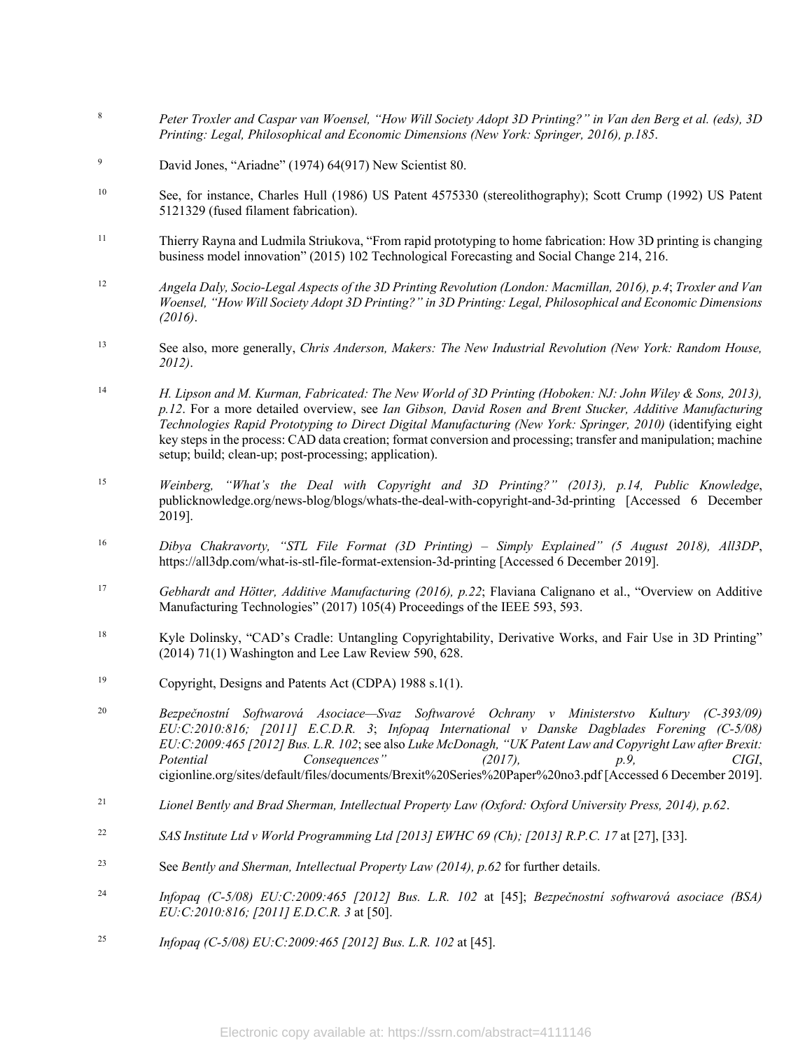[8] *Peter Troxler and Caspar van Woensel, "How Will Society Adopt 3D Printing?" in Van den Berg et al. (eds), 3D Printing: Legal, Philosophical and Economic Dimensions (New York: Springer, 2016), p.185*.

[9] David Jones, "Ariadne" (1974) 64(917) New Scientist 80.

[10] See, for instance, Charles Hull (1986) US Patent 4575330 (stereolithography); Scott Crump (1992) US Patent 5121329 (fused filament fabrication).

[11] Thierry Rayna and Ludmila Striukova, "From rapid prototyping to home fabrication: How 3D printing is changing business model innovation" (2015) 102 Technological Forecasting and Social Change 214, 216.

[12] *Angela Daly, Socio-Legal Aspects of the 3D Printing Revolution (London: Macmillan, 2016), p.4*; *Troxler and Van Woensel, "How Will Society Adopt 3D Printing?" in 3D Printing: Legal, Philosophical and Economic Dimensions (2016)*.

[13] See also, more generally, *Chris Anderson, Makers: The New Industrial Revolution (New York: Random House, 2012)*.

[14] *H. Lipson and M. Kurman, Fabricated: The New World of 3D Printing (Hoboken: NJ: John Wiley & Sons, 2013), p.12*. For a more detailed overview, see *Ian Gibson, David Rosen and Brent Stucker, Additive Manufacturing Technologies Rapid Prototyping to Direct Digital Manufacturing (New York: Springer, 2010)* (identifying eight key steps in the process: CAD data creation; format conversion and processing; transfer and manipulation; machine setup; build; clean-up; post-processing; application).

[15] *Weinberg, "What's the Deal with Copyright and 3D Printing?" (2013), p.14, Public Knowledge*, publicknowledge.org/news-blog/blogs/whats-the-deal-with-copyright-and-3d-printing [Accessed 6 December 2019].

[16] *Dibya Chakravorty, "STL File Format (3D Printing) – Simply Explained" (5 August 2018), All3DP*, https://all3dp.com/what-is-stl-file-format-extension-3d-printing [Accessed 6 December 2019].

[17] *Gebhardt and Hötter, Additive Manufacturing (2016), p.22*; Flaviana Calignano et al., "Overview on Additive Manufacturing Technologies" (2017) 105(4) Proceedings of the IEEE 593, 593.

[18] Kyle Dolinsky, "CAD's Cradle: Untangling Copyrightability, Derivative Works, and Fair Use in 3D Printing" (2014) 71(1) Washington and Lee Law Review 590, 628.

[19] Copyright, Designs and Patents Act (CDPA) 1988 s.1(1).

[20] *Bezpečnostní Softwarová Asociace—Svaz Softwarové Ochrany v Ministerstvo Kultury (C-393/09) EU:C:2010:816; [2011] E.C.D.R. 3*; *Infopaq International v Danske Dagblades Forening (C-5/08) EU:C:2009:465 [2012] Bus. L.R. 102*; see also *Luke McDonagh, "UK Patent Law and Copyright Law after Brexit: Potential Consequences" (2017), p.9, CIGI*, cigionline.org/sites/default/files/documents/Brexit%20Series%20Paper%20no3.pdf [Accessed 6 December 2019].

[21] *Lionel Bently and Brad Sherman, Intellectual Property Law (Oxford: Oxford University Press, 2014), p.62*.

[22] *SAS Institute Ltd v World Programming Ltd [2013] EWHC 69 (Ch); [2013] R.P.C. 17* at [27], [33].

[23] See *Bently and Sherman, Intellectual Property Law (2014), p.62* for further details.

[24] *Infopaq (C-5/08) EU:C:2009:465 [2012] Bus. L.R. 102* at [45]; *Bezpečnostní softwarová asociace (BSA) EU:C:2010:816; [2011] E.D.C.R. 3* at [50].

[25] *Infopaq (C-5/08) EU:C:2009:465 [2012] Bus. L.R. 102* at [45].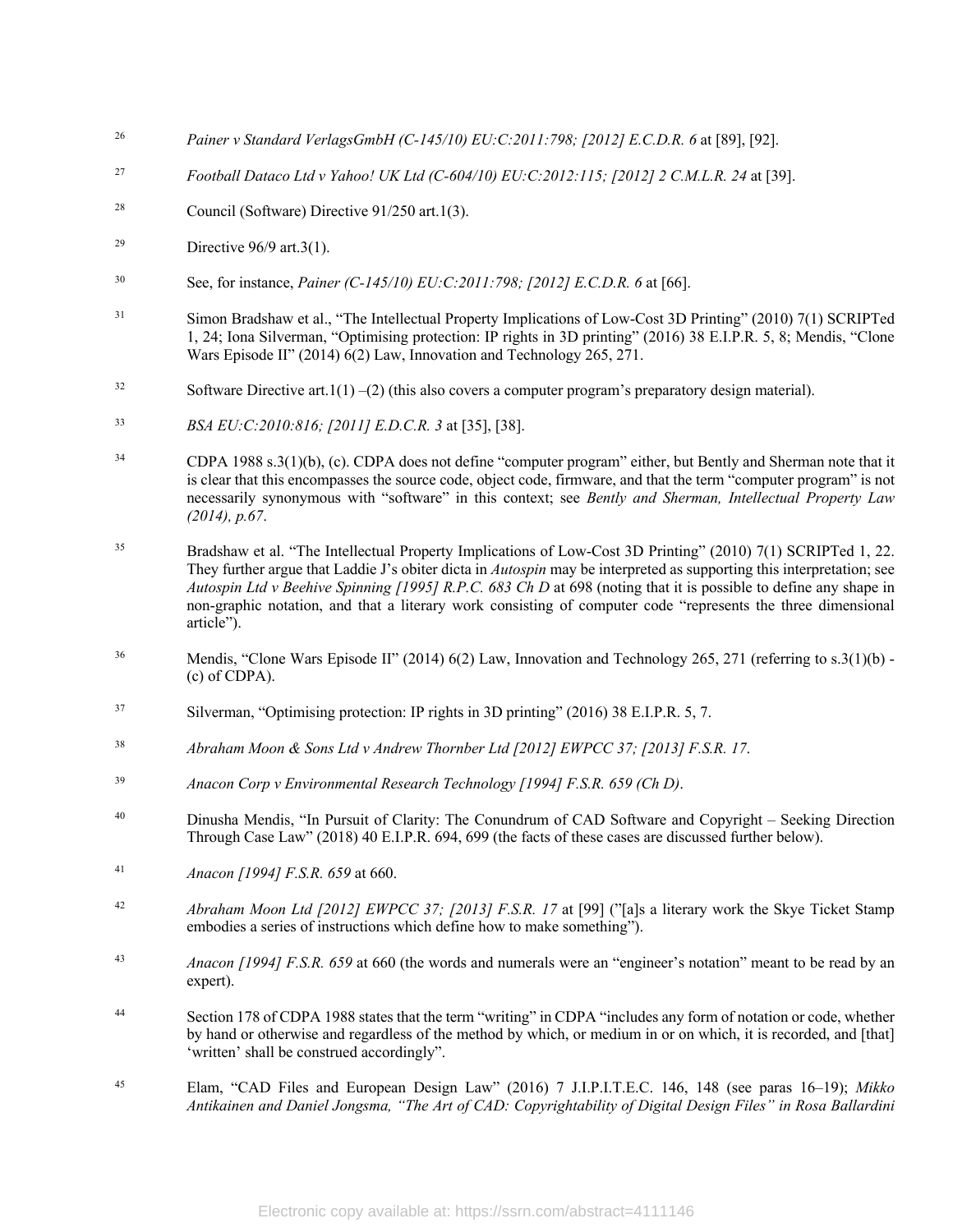26 *Painer v Standard VerlagsGmbH (C-145/10) EU:C:2011:798; [2012] E.C.D.R. 6* at [89], [92].

27 *Football Dataco Ltd v Yahoo! UK Ltd (C-604/10) EU:C:2012:115; [2012] 2 C.M.L.R. 24* at [39].

28 Council (Software) Directive 91/250 art.1(3).

29 Directive 96/9 art.3(1).

30 See, for instance, *Painer (C-145/10) EU:C:2011:798; [2012] E.C.D.R. 6* at [66].

31 Simon Bradshaw et al., "The Intellectual Property Implications of Low-Cost 3D Printing" (2010) 7(1) SCRIPTed 1, 24; Iona Silverman, "Optimising protection: IP rights in 3D printing" (2016) 38 E.I.P.R. 5, 8; Mendis, "Clone Wars Episode II" (2014) 6(2) Law, Innovation and Technology 265, 271.

32 Software Directive art.1(1) –(2) (this also covers a computer program's preparatory design material).

33 *BSA EU:C:2010:816; [2011] E.D.C.R. 3* at [35], [38].

34 CDPA 1988 s.3(1)(b), (c). CDPA does not define "computer program" either, but Bently and Sherman note that it is clear that this encompasses the source code, object code, firmware, and that the term "computer program" is not necessarily synonymous with "software" in this context; see *Bently and Sherman, Intellectual Property Law (2014), p.67*.

35 Bradshaw et al. "The Intellectual Property Implications of Low-Cost 3D Printing" (2010) 7(1) SCRIPTed 1, 22. They further argue that Laddie J's obiter dicta in *Autospin* may be interpreted as supporting this interpretation; see *Autospin Ltd v Beehive Spinning [1995] R.P.C. 683 Ch D* at 698 (noting that it is possible to define any shape in non-graphic notation, and that a literary work consisting of computer code "represents the three dimensional article").

36 Mendis, "Clone Wars Episode II" (2014) 6(2) Law, Innovation and Technology 265, 271 (referring to s.3(1)(b) - (c) of CDPA).

37 Silverman, "Optimising protection: IP rights in 3D printing" (2016) 38 E.I.P.R. 5, 7.

38 *Abraham Moon & Sons Ltd v Andrew Thornber Ltd [2012] EWPCC 37; [2013] F.S.R. 17.*

39 *Anacon Corp v Environmental Research Technology [1994] F.S.R. 659 (Ch D)*.

40 Dinusha Mendis, "In Pursuit of Clarity: The Conundrum of CAD Software and Copyright – Seeking Direction Through Case Law" (2018) 40 E.I.P.R. 694, 699 (the facts of these cases are discussed further below).

41 *Anacon [1994] F.S.R. 659* at 660.

42 *Abraham Moon Ltd [2012] EWPCC 37; [2013] F.S.R. 17* at [99] ("[a]s a literary work the Skye Ticket Stamp embodies a series of instructions which define how to make something").

43 *Anacon [1994] F.S.R. 659* at 660 (the words and numerals were an "engineer's notation" meant to be read by an expert).

44 Section 178 of CDPA 1988 states that the term "writing" in CDPA "includes any form of notation or code, whether by hand or otherwise and regardless of the method by which, or medium in or on which, it is recorded, and [that] 'written' shall be construed accordingly".

45 Elam, "CAD Files and European Design Law" (2016) 7 J.I.P.I.T.E.C. 146, 148 (see paras 16–19); *Mikko Antikainen and Daniel Jongsma, "The Art of CAD: Copyrightability of Digital Design Files" in Rosa Ballardini*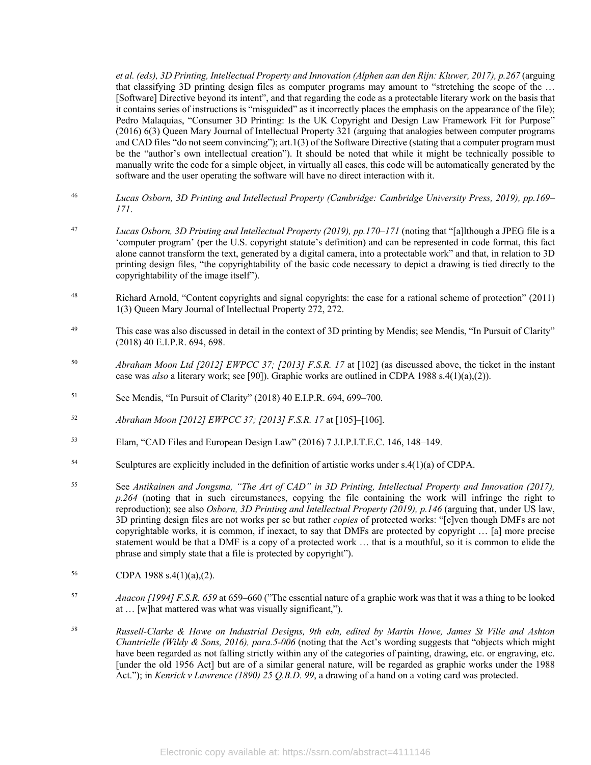*et al. (eds), 3D Printing, Intellectual Property and Innovation (Alphen aan den Rijn: Kluwer, 2017), p.267* (arguing that classifying 3D printing design files as computer programs may amount to "stretching the scope of the … [Software] Directive beyond its intent", and that regarding the code as a protectable literary work on the basis that it contains series of instructions is "misguided" as it incorrectly places the emphasis on the appearance of the file); Pedro Malaquias, "Consumer 3D Printing: Is the UK Copyright and Design Law Framework Fit for Purpose" (2016) 6(3) Queen Mary Journal of Intellectual Property 321 (arguing that analogies between computer programs and CAD files "do not seem convincing"); art.1(3) of the Software Directive (stating that a computer program must be the "author's own intellectual creation"). It should be noted that while it might be technically possible to manually write the code for a simple object, in virtually all cases, this code will be automatically generated by the software and the user operating the software will have no direct interaction with it.

[46] *Lucas Osborn, 3D Printing and Intellectual Property (Cambridge: Cambridge University Press, 2019), pp.169–171*.

[47] *Lucas Osborn, 3D Printing and Intellectual Property (2019), pp.170–171* (noting that "[a]lthough a JPEG file is a 'computer program' (per the U.S. copyright statute's definition) and can be represented in code format, this fact alone cannot transform the text, generated by a digital camera, into a protectable work" and that, in relation to 3D printing design files, "the copyrightability of the basic code necessary to depict a drawing is tied directly to the copyrightability of the image itself").

[48] Richard Arnold, "Content copyrights and signal copyrights: the case for a rational scheme of protection" (2011) 1(3) Queen Mary Journal of Intellectual Property 272, 272.

[49] This case was also discussed in detail in the context of 3D printing by Mendis; see Mendis, "In Pursuit of Clarity" (2018) 40 E.I.P.R. 694, 698.

[50] *Abraham Moon Ltd [2012] EWPCC 37; [2013] F.S.R. 17* at [102] (as discussed above, the ticket in the instant case was *also* a literary work; see [90]). Graphic works are outlined in CDPA 1988 s.4(1)(a),(2)).

[51] See Mendis, "In Pursuit of Clarity" (2018) 40 E.I.P.R. 694, 699–700.

[52] *Abraham Moon [2012] EWPCC 37; [2013] F.S.R. 17* at [105]–[106].

[53] Elam, "CAD Files and European Design Law" (2016) 7 J.I.P.I.T.E.C. 146, 148–149.

[54] Sculptures are explicitly included in the definition of artistic works under s.4(1)(a) of CDPA.

[55] See *Antikainen and Jongsma, "The Art of CAD" in 3D Printing, Intellectual Property and Innovation (2017), p.264* (noting that in such circumstances, copying the file containing the work will infringe the right to reproduction); see also *Osborn, 3D Printing and Intellectual Property (2019), p.146* (arguing that, under US law, 3D printing design files are not works per se but rather *copies* of protected works: "[e]ven though DMFs are not copyrightable works, it is common, if inexact, to say that DMFs are protected by copyright … [a] more precise statement would be that a DMF is a copy of a protected work … that is a mouthful, so it is common to elide the phrase and simply state that a file is protected by copyright").

[56] CDPA 1988 s.4(1)(a),(2).

[57] *Anacon [1994] F.S.R. 659* at 659–660 ("The essential nature of a graphic work was that it was a thing to be looked at … [w]hat mattered was what was visually significant,").

[58] *Russell-Clarke & Howe on Industrial Designs, 9th edn, edited by Martin Howe, James St Ville and Ashton Chantrielle (Wildy & Sons, 2016), para.5-006* (noting that the Act's wording suggests that "objects which might have been regarded as not falling strictly within any of the categories of painting, drawing, etc. or engraving, etc. [under the old 1956 Act] but are of a similar general nature, will be regarded as graphic works under the 1988 Act."); in *Kenrick v Lawrence (1890) 25 Q.B.D. 99*, a drawing of a hand on a voting card was protected.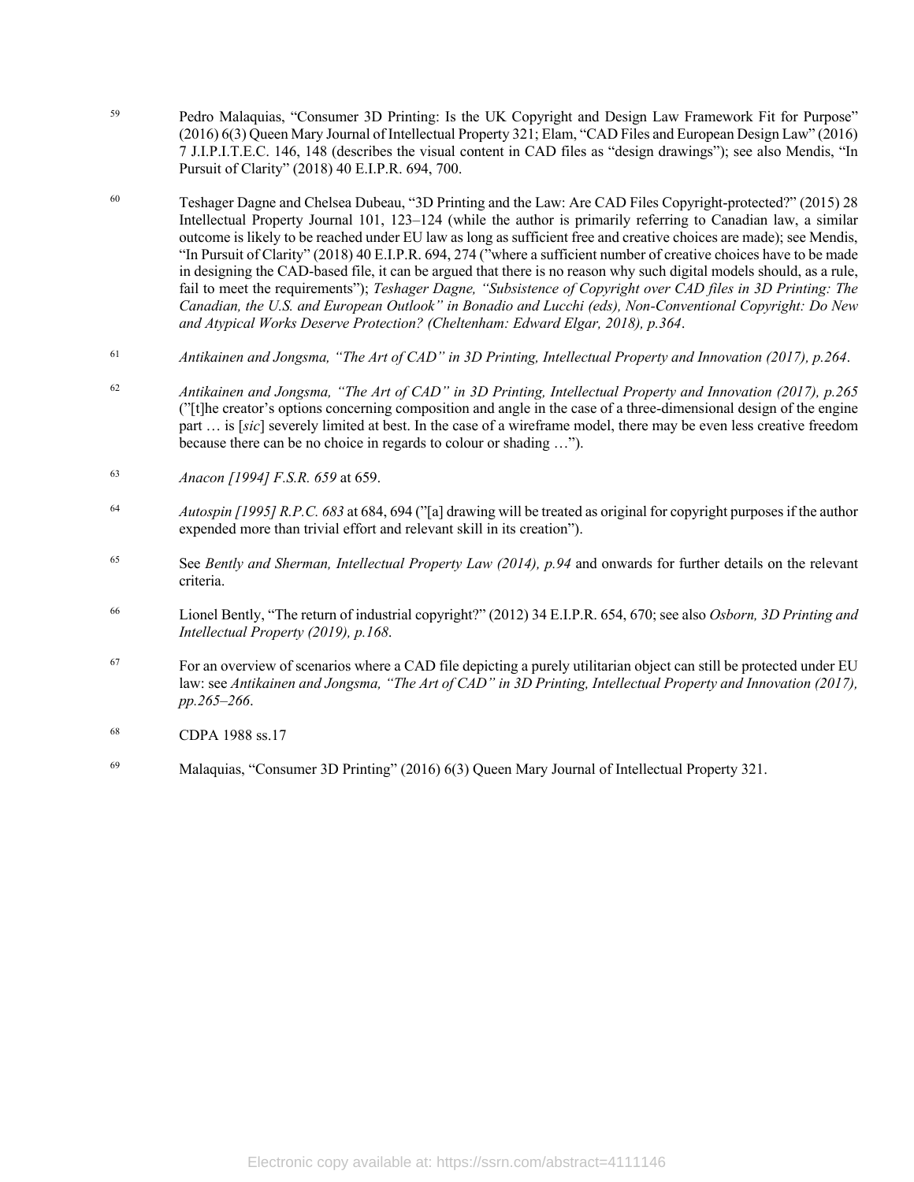[59] Pedro Malaquias, "Consumer 3D Printing: Is the UK Copyright and Design Law Framework Fit for Purpose" (2016) 6(3) Queen Mary Journal of Intellectual Property 321; Elam, "CAD Files and European Design Law" (2016) 7 J.I.P.I.T.E.C. 146, 148 (describes the visual content in CAD files as "design drawings"); see also Mendis, "In Pursuit of Clarity" (2018) 40 E.I.P.R. 694, 700.

[60] Teshager Dagne and Chelsea Dubeau, "3D Printing and the Law: Are CAD Files Copyright-protected?" (2015) 28 Intellectual Property Journal 101, 123–124 (while the author is primarily referring to Canadian law, a similar outcome is likely to be reached under EU law as long as sufficient free and creative choices are made); see Mendis, "In Pursuit of Clarity" (2018) 40 E.I.P.R. 694, 274 ("where a sufficient number of creative choices have to be made in designing the CAD-based file, it can be argued that there is no reason why such digital models should, as a rule, fail to meet the requirements"); *Teshager Dagne, "Subsistence of Copyright over CAD files in 3D Printing: The Canadian, the U.S. and European Outlook" in Bonadio and Lucchi (eds), Non-Conventional Copyright: Do New and Atypical Works Deserve Protection? (Cheltenham: Edward Elgar, 2018), p.364*.

[61] *Antikainen and Jongsma, "The Art of CAD" in 3D Printing, Intellectual Property and Innovation (2017), p.264*.

[62] *Antikainen and Jongsma, "The Art of CAD" in 3D Printing, Intellectual Property and Innovation (2017), p.265* ("[t]he creator's options concerning composition and angle in the case of a three-dimensional design of the engine part … is [*sic*] severely limited at best. In the case of a wireframe model, there may be even less creative freedom because there can be no choice in regards to colour or shading …").

[63] *Anacon [1994] F.S.R. 659* at 659.

[64] *Autospin [1995] R.P.C. 683* at 684, 694 ("[a] drawing will be treated as original for copyright purposes if the author expended more than trivial effort and relevant skill in its creation").

[65] See *Bently and Sherman, Intellectual Property Law (2014), p.94* and onwards for further details on the relevant criteria.

[66] Lionel Bently, "The return of industrial copyright?" (2012) 34 E.I.P.R. 654, 670; see also *Osborn, 3D Printing and Intellectual Property (2019), p.168*.

[67] For an overview of scenarios where a CAD file depicting a purely utilitarian object can still be protected under EU law: see *Antikainen and Jongsma, "The Art of CAD" in 3D Printing, Intellectual Property and Innovation (2017), pp.265–266*.

[68] CDPA 1988 ss.17

[69] Malaquias, "Consumer 3D Printing" (2016) 6(3) Queen Mary Journal of Intellectual Property 321.